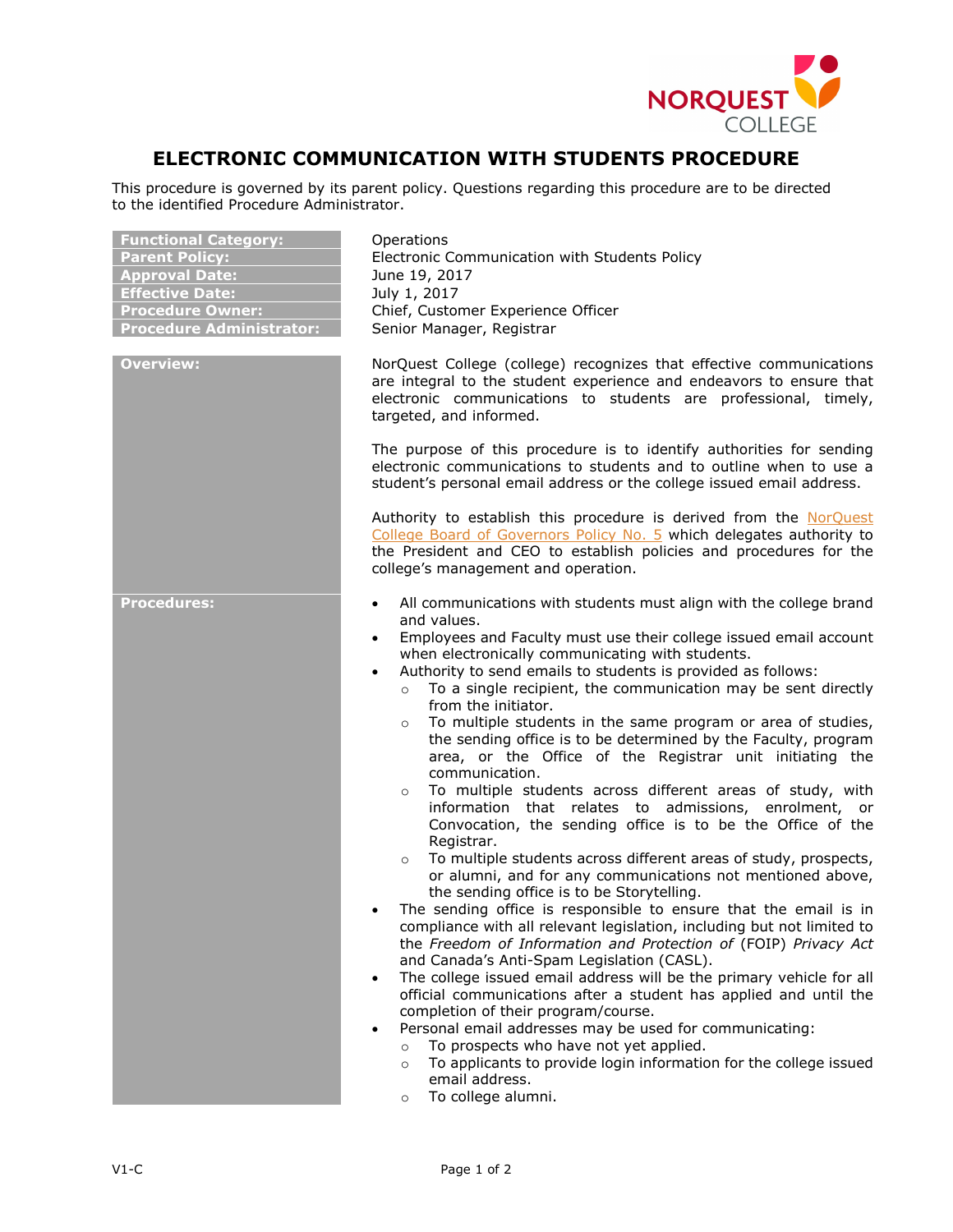# ELECTRONIC COMMUNICATION WITH STUDENTS PROCEDURE

This procedure is governed by its parent policy. Questions regarding this procedure are to be directed to the identified Procedure Administrator.

| | |
|---|---|
| **Functional Category:** | Operations |
| **Parent Policy:** | Electronic Communication with Students Policy |
| **Approval Date:** | June 19, 2017 |
| **Effective Date:** | July 1, 2017 |
| **Procedure Owner:** | Chief, Customer Experience Officer |
| **Procedure Administrator:** | Senior Manager, Registrar |

**Overview:**

NorQuest College (college) recognizes that effective communications are integral to the student experience and endeavors to ensure that electronic communications to students are professional, timely, targeted, and informed.

The purpose of this procedure is to identify authorities for sending electronic communications to students and to outline when to use a student's personal email address or the college issued email address.

Authority to establish this procedure is derived from the NorQuest College Board of Governors Policy No. 5 which delegates authority to the President and CEO to establish policies and procedures for the college's management and operation.

**Procedures:**

- All communications with students must align with the college brand and values.
- Employees and Faculty must use their college issued email account when electronically communicating with students.
- Authority to send emails to students is provided as follows:
    - To a single recipient, the communication may be sent directly from the initiator.
    - To multiple students in the same program or area of studies, the sending office is to be determined by the Faculty, program area, or the Office of the Registrar unit initiating the communication.
    - To multiple students across different areas of study, with information that relates to admissions, enrolment, or Convocation, the sending office is to be the Office of the Registrar.
    - To multiple students across different areas of study, prospects, or alumni, and for any communications not mentioned above, the sending office is to be Storytelling.
- The sending office is responsible to ensure that the email is in compliance with all relevant legislation, including but not limited to the *Freedom of Information and Protection of* (FOIP) *Privacy Act* and Canada's Anti-Spam Legislation (CASL).
- The college issued email address will be the primary vehicle for all official communications after a student has applied and until the completion of their program/course.
- Personal email addresses may be used for communicating:
    - To prospects who have not yet applied.
    - To applicants to provide login information for the college issued email address.
    - To college alumni.

V1-C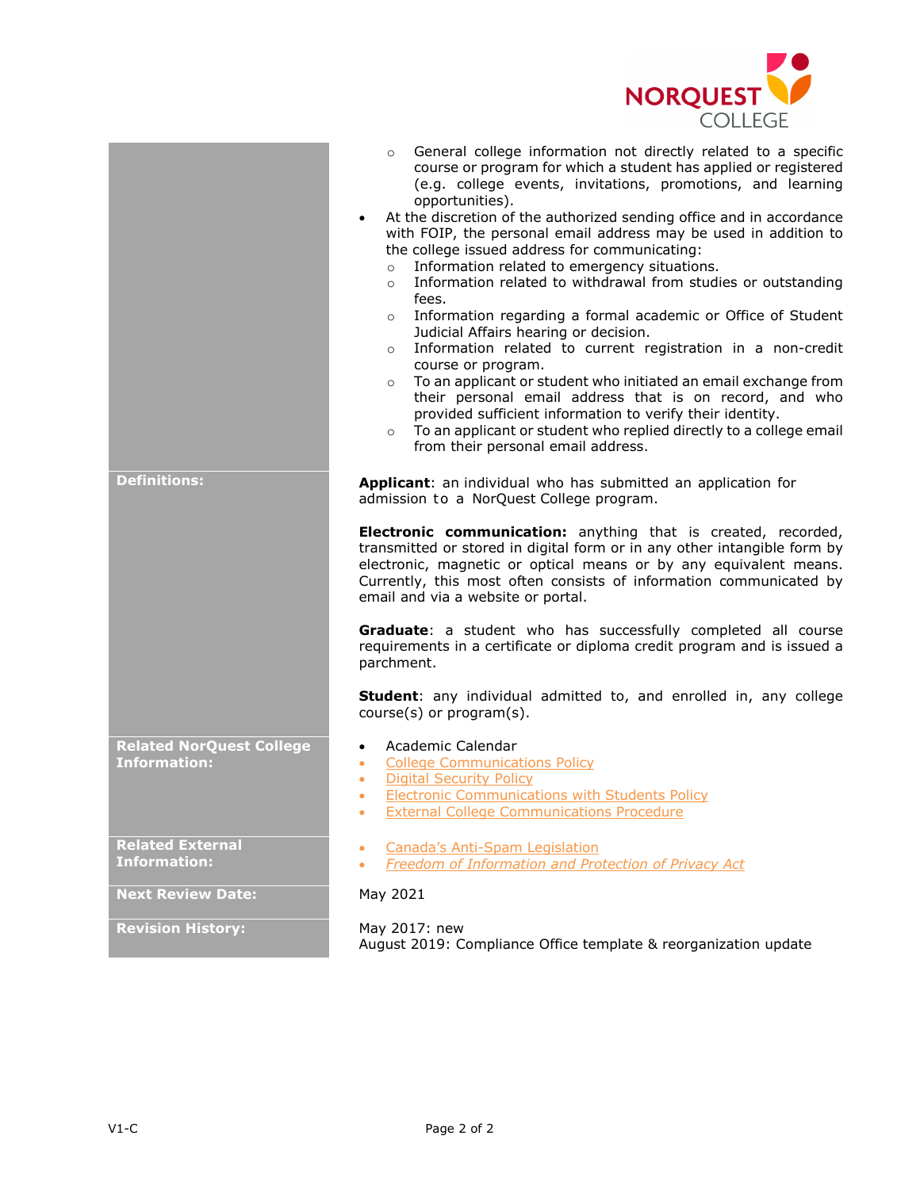- General college information not directly related to a specific course or program for which a student has applied or registered (e.g. college events, invitations, promotions, and learning opportunities).
- At the discretion of the authorized sending office and in accordance with FOIP, the personal email address may be used in addition to the college issued address for communicating:
  - Information related to emergency situations.
  - Information related to withdrawal from studies or outstanding fees.
  - Information regarding a formal academic or Office of Student Judicial Affairs hearing or decision.
  - Information related to current registration in a non-credit course or program.
  - To an applicant or student who initiated an email exchange from their personal email address that is on record, and who provided sufficient information to verify their identity.
  - To an applicant or student who replied directly to a college email from their personal email address.

| | |
|---|---|
| **Definitions:** | **Applicant**: an individual who has submitted an application for admission to a NorQuest College program.<br><br>**Electronic communication:** anything that is created, recorded, transmitted or stored in digital form or in any other intangible form by electronic, magnetic or optical means or by any equivalent means. Currently, this most often consists of information communicated by email and via a website or portal.<br><br>**Graduate**: a student who has successfully completed all course requirements in a certificate or diploma credit program and is issued a parchment.<br><br>**Student**: any individual admitted to, and enrolled in, any college course(s) or program(s). |
| **Related NorQuest College Information:** | • Academic Calendar<br>• College Communications Policy<br>• Digital Security Policy<br>• Electronic Communications with Students Policy<br>• External College Communications Procedure |
| **Related External Information:** | • Canada's Anti-Spam Legislation<br>• *Freedom of Information and Protection of Privacy Act* |
| **Next Review Date:** | May 2021 |
| **Revision History:** | May 2017: new<br>August 2019: Compliance Office template & reorganization update |

V1-C